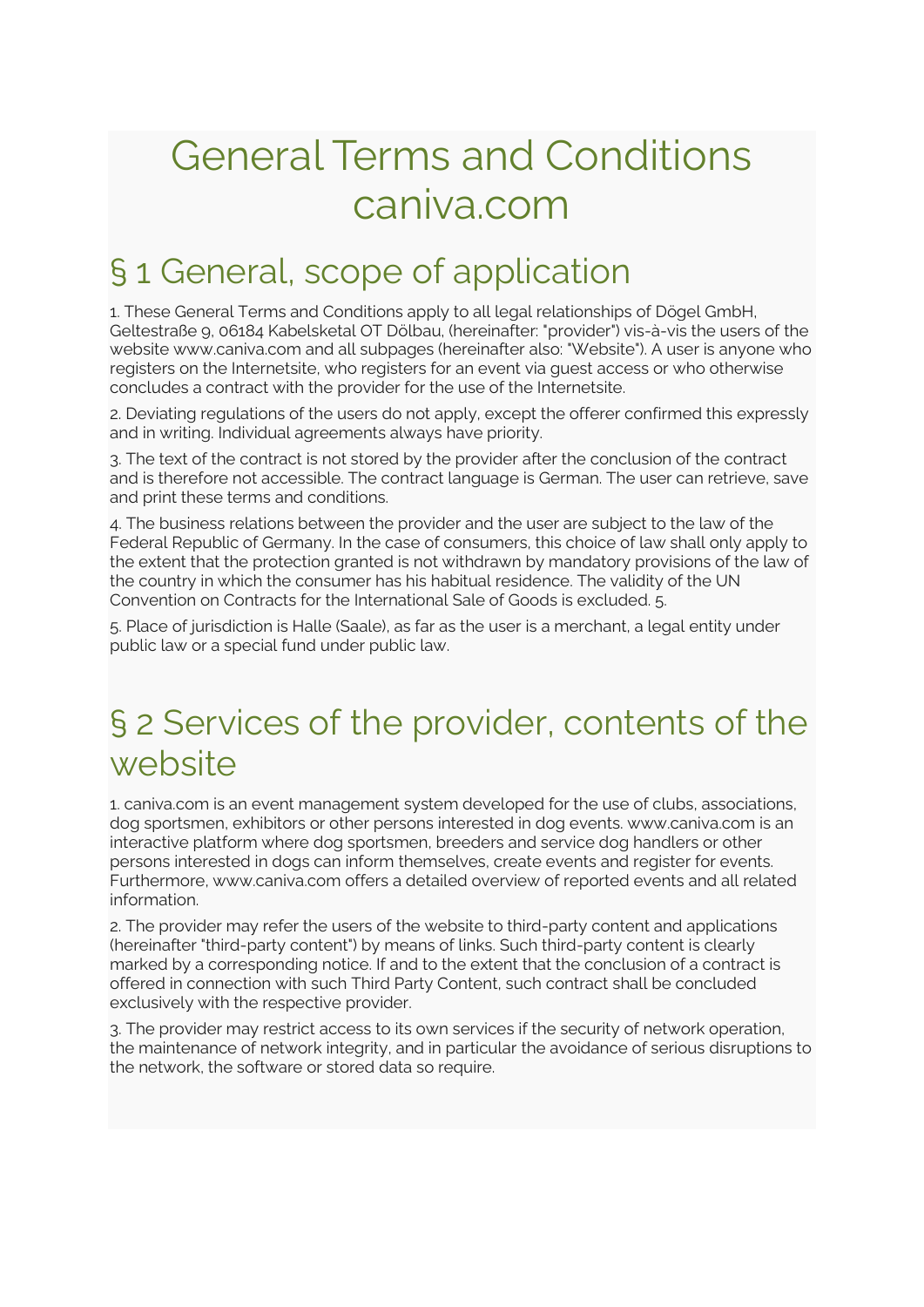# General Terms and Conditions caniva.com

## § 1 General, scope of application

1. These General Terms and Conditions apply to all legal relationships of Dögel GmbH, Geltestraße 9, 06184 Kabelsketal OT Dölbau, (hereinafter: "provider") vis-à-vis the users of the website www.caniva.com and all subpages (hereinafter also: "Website"). A user is anyone who registers on the Internetsite, who registers for an event via guest access or who otherwise concludes a contract with the provider for the use of the Internetsite.

2. Deviating regulations of the users do not apply, except the offerer confirmed this expressly and in writing. Individual agreements always have priority.

3. The text of the contract is not stored by the provider after the conclusion of the contract and is therefore not accessible. The contract language is German. The user can retrieve, save and print these terms and conditions.

4. The business relations between the provider and the user are subject to the law of the Federal Republic of Germany. In the case of consumers, this choice of law shall only apply to the extent that the protection granted is not withdrawn by mandatory provisions of the law of the country in which the consumer has his habitual residence. The validity of the UN Convention on Contracts for the International Sale of Goods is excluded. 5.

5. Place of jurisdiction is Halle (Saale), as far as the user is a merchant, a legal entity under public law or a special fund under public law.

## § 2 Services of the provider, contents of the website

1. caniva.com is an event management system developed for the use of clubs, associations, dog sportsmen, exhibitors or other persons interested in dog events. www.caniva.com is an interactive platform where dog sportsmen, breeders and service dog handlers or other persons interested in dogs can inform themselves, create events and register for events. Furthermore, www.caniva.com offers a detailed overview of reported events and all related information.

2. The provider may refer the users of the website to third-party content and applications (hereinafter "third-party content") by means of links. Such third-party content is clearly marked by a corresponding notice. If and to the extent that the conclusion of a contract is offered in connection with such Third Party Content, such contract shall be concluded exclusively with the respective provider.

3. The provider may restrict access to its own services if the security of network operation, the maintenance of network integrity, and in particular the avoidance of serious disruptions to the network, the software or stored data so require.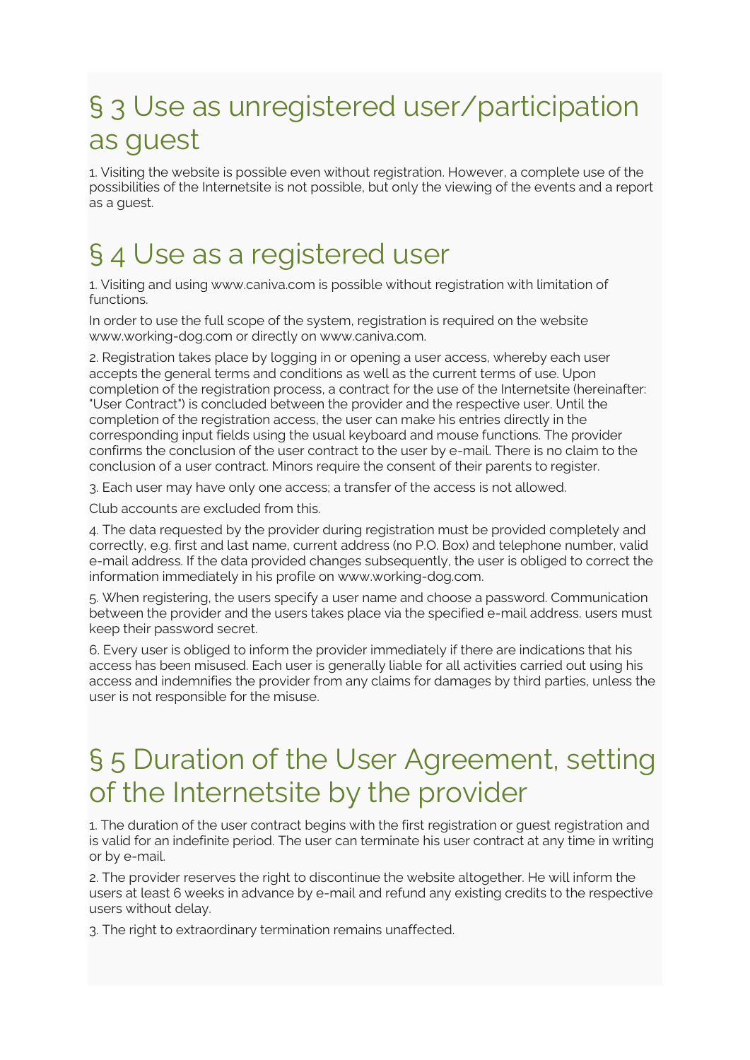## § 3 Use as unregistered user/participation as guest

1. Visiting the website is possible even without registration. However, a complete use of the possibilities of the Internetsite is not possible, but only the viewing of the events and a report as a guest.

## § 4 Use as a registered user

1. Visiting and using www.caniva.com is possible without registration with limitation of functions.

In order to use the full scope of the system, registration is required on the website www.working-dog.com or directly on www.caniva.com.

2. Registration takes place by logging in or opening a user access, whereby each user accepts the general terms and conditions as well as the current terms of use. Upon completion of the registration process, a contract for the use of the Internetsite (hereinafter: "User Contract") is concluded between the provider and the respective user. Until the completion of the registration access, the user can make his entries directly in the corresponding input fields using the usual keyboard and mouse functions. The provider confirms the conclusion of the user contract to the user by e-mail. There is no claim to the conclusion of a user contract. Minors require the consent of their parents to register.

3. Each user may have only one access; a transfer of the access is not allowed.

Club accounts are excluded from this.

4. The data requested by the provider during registration must be provided completely and correctly, e.g. first and last name, current address (no P.O. Box) and telephone number, valid e-mail address. If the data provided changes subsequently, the user is obliged to correct the information immediately in his profile on www.working-dog.com.

5. When registering, the users specify a user name and choose a password. Communication between the provider and the users takes place via the specified e-mail address. users must keep their password secret.

6. Every user is obliged to inform the provider immediately if there are indications that his access has been misused. Each user is generally liable for all activities carried out using his access and indemnifies the provider from any claims for damages by third parties, unless the user is not responsible for the misuse.

## § 5 Duration of the User Agreement, setting of the Internetsite by the provider

1. The duration of the user contract begins with the first registration or guest registration and is valid for an indefinite period. The user can terminate his user contract at any time in writing or by e-mail.

2. The provider reserves the right to discontinue the website altogether. He will inform the users at least 6 weeks in advance by e-mail and refund any existing credits to the respective users without delay.

3. The right to extraordinary termination remains unaffected.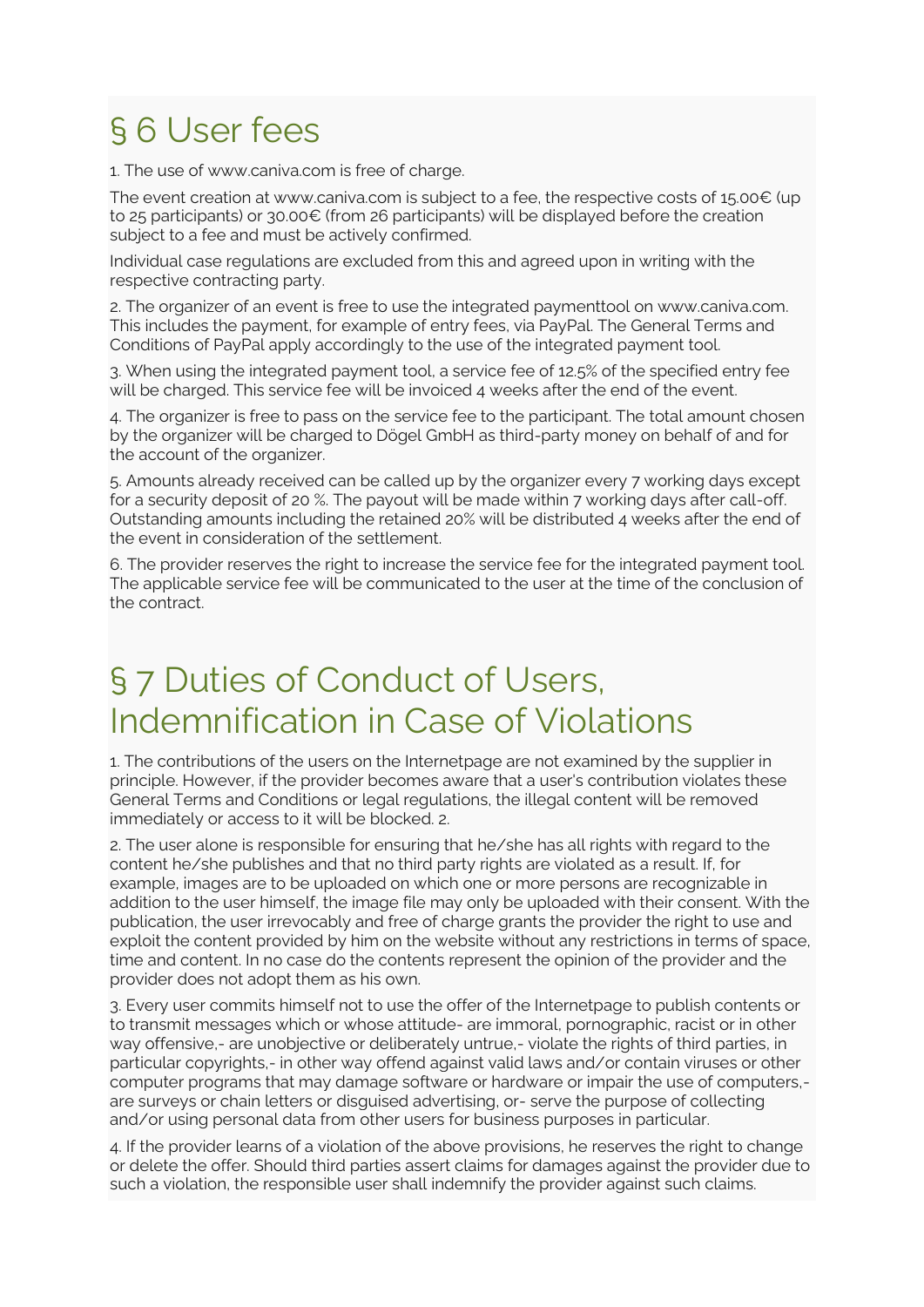# § 6 User fees

1. The use of www.caniva.com is free of charge.

The event creation at www.caniva.com is subject to a fee, the respective costs of 15.00€ (up to 25 participants) or 30.00€ (from 26 participants) will be displayed before the creation subject to a fee and must be actively confirmed.

Individual case regulations are excluded from this and agreed upon in writing with the respective contracting party.

2. The organizer of an event is free to use the integrated paymenttool on www.caniva.com. This includes the payment, for example of entry fees, via PayPal. The General Terms and Conditions of PayPal apply accordingly to the use of the integrated payment tool.

3. When using the integrated payment tool, a service fee of 12.5% of the specified entry fee will be charged. This service fee will be invoiced 4 weeks after the end of the event.

4. The organizer is free to pass on the service fee to the participant. The total amount chosen by the organizer will be charged to Dögel GmbH as third-party money on behalf of and for the account of the organizer.

5. Amounts already received can be called up by the organizer every 7 working days except for a security deposit of 20 %. The payout will be made within 7 working days after call-off. Outstanding amounts including the retained 20% will be distributed 4 weeks after the end of the event in consideration of the settlement.

6. The provider reserves the right to increase the service fee for the integrated payment tool. The applicable service fee will be communicated to the user at the time of the conclusion of the contract.

# § 7 Duties of Conduct of Users, Indemnification in Case of Violations

1. The contributions of the users on the Internetpage are not examined by the supplier in principle. However, if the provider becomes aware that a user's contribution violates these General Terms and Conditions or legal regulations, the illegal content will be removed immediately or access to it will be blocked. 2.

2. The user alone is responsible for ensuring that he/she has all rights with regard to the content he/she publishes and that no third party rights are violated as a result. If, for example, images are to be uploaded on which one or more persons are recognizable in addition to the user himself, the image file may only be uploaded with their consent. With the publication, the user irrevocably and free of charge grants the provider the right to use and exploit the content provided by him on the website without any restrictions in terms of space, time and content. In no case do the contents represent the opinion of the provider and the provider does not adopt them as his own.

3. Every user commits himself not to use the offer of the Internetpage to publish contents or to transmit messages which or whose attitude- are immoral, pornographic, racist or in other way offensive,- are unobjective or deliberately untrue,- violate the rights of third parties, in particular copyrights,- in other way offend against valid laws and/or contain viruses or other computer programs that may damage software or hardware or impair the use of computers,- are surveys or chain letters or disguised advertising, or- serve the purpose of collecting and/or using personal data from other users for business purposes in particular.

4. If the provider learns of a violation of the above provisions, he reserves the right to change or delete the offer. Should third parties assert claims for damages against the provider due to such a violation, the responsible user shall indemnify the provider against such claims.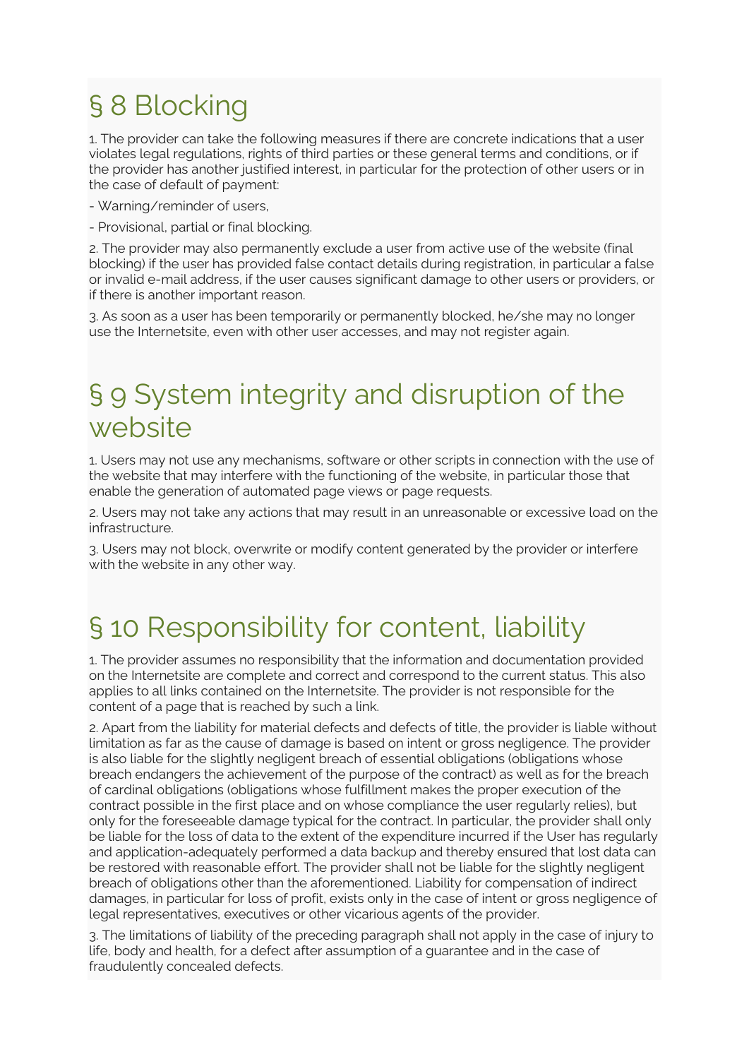# § 8 Blocking

1. The provider can take the following measures if there are concrete indications that a user violates legal regulations, rights of third parties or these general terms and conditions, or if the provider has another justified interest, in particular for the protection of other users or in the case of default of payment:

- Warning/reminder of users,

- Provisional, partial or final blocking.

2. The provider may also permanently exclude a user from active use of the website (final blocking) if the user has provided false contact details during registration, in particular a false or invalid e-mail address, if the user causes significant damage to other users or providers, or if there is another important reason.

3. As soon as a user has been temporarily or permanently blocked, he/she may no longer use the Internetsite, even with other user accesses, and may not register again.

# § 9 System integrity and disruption of the website

1. Users may not use any mechanisms, software or other scripts in connection with the use of the website that may interfere with the functioning of the website, in particular those that enable the generation of automated page views or page requests.

2. Users may not take any actions that may result in an unreasonable or excessive load on the infrastructure.

3. Users may not block, overwrite or modify content generated by the provider or interfere with the website in any other way.

# § 10 Responsibility for content, liability

1. The provider assumes no responsibility that the information and documentation provided on the Internetsite are complete and correct and correspond to the current status. This also applies to all links contained on the Internetsite. The provider is not responsible for the content of a page that is reached by such a link.

2. Apart from the liability for material defects and defects of title, the provider is liable without limitation as far as the cause of damage is based on intent or gross negligence. The provider is also liable for the slightly negligent breach of essential obligations (obligations whose breach endangers the achievement of the purpose of the contract) as well as for the breach of cardinal obligations (obligations whose fulfillment makes the proper execution of the contract possible in the first place and on whose compliance the user regularly relies), but only for the foreseeable damage typical for the contract. In particular, the provider shall only be liable for the loss of data to the extent of the expenditure incurred if the User has regularly and application-adequately performed a data backup and thereby ensured that lost data can be restored with reasonable effort. The provider shall not be liable for the slightly negligent breach of obligations other than the aforementioned. Liability for compensation of indirect damages, in particular for loss of profit, exists only in the case of intent or gross negligence of legal representatives, executives or other vicarious agents of the provider.

3. The limitations of liability of the preceding paragraph shall not apply in the case of injury to life, body and health, for a defect after assumption of a guarantee and in the case of fraudulently concealed defects.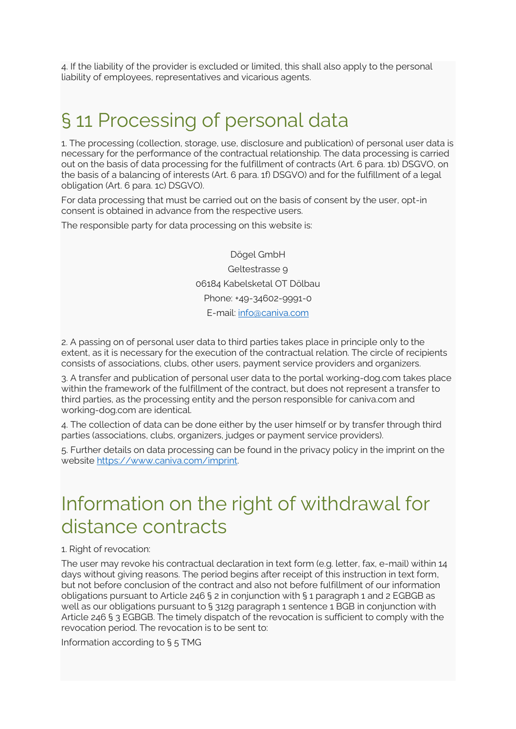4. If the liability of the provider is excluded or limited, this shall also apply to the personal liability of employees, representatives and vicarious agents.

# § 11 Processing of personal data

1. The processing (collection, storage, use, disclosure and publication) of personal user data is necessary for the performance of the contractual relationship. The data processing is carried out on the basis of data processing for the fulfillment of contracts (Art. 6 para. 1b) DSGVO, on the basis of a balancing of interests (Art. 6 para. 1f) DSGVO) and for the fulfillment of a legal obligation (Art. 6 para. 1c) DSGVO).

For data processing that must be carried out on the basis of consent by the user, opt-in consent is obtained in advance from the respective users.

The responsible party for data processing on this website is:

Dögel GmbH
Geltestrasse 9
06184 Kabelsketal OT Dölbau
Phone: +49-34602-9991-0
E-mail: info@caniva.com

2. A passing on of personal user data to third parties takes place in principle only to the extent, as it is necessary for the execution of the contractual relation. The circle of recipients consists of associations, clubs, other users, payment service providers and organizers.

3. A transfer and publication of personal user data to the portal working-dog.com takes place within the framework of the fulfillment of the contract, but does not represent a transfer to third parties, as the processing entity and the person responsible for caniva.com and working-dog.com are identical.

4. The collection of data can be done either by the user himself or by transfer through third parties (associations, clubs, organizers, judges or payment service providers).

5. Further details on data processing can be found in the privacy policy in the imprint on the website https://www.caniva.com/imprint.

# Information on the right of withdrawal for distance contracts

1. Right of revocation:

The user may revoke his contractual declaration in text form (e.g. letter, fax, e-mail) within 14 days without giving reasons. The period begins after receipt of this instruction in text form, but not before conclusion of the contract and also not before fulfillment of our information obligations pursuant to Article 246 § 2 in conjunction with § 1 paragraph 1 and 2 EGBGB as well as our obligations pursuant to § 312g paragraph 1 sentence 1 BGB in conjunction with Article 246 § 3 EGBGB. The timely dispatch of the revocation is sufficient to comply with the revocation period. The revocation is to be sent to:

Information according to § 5 TMG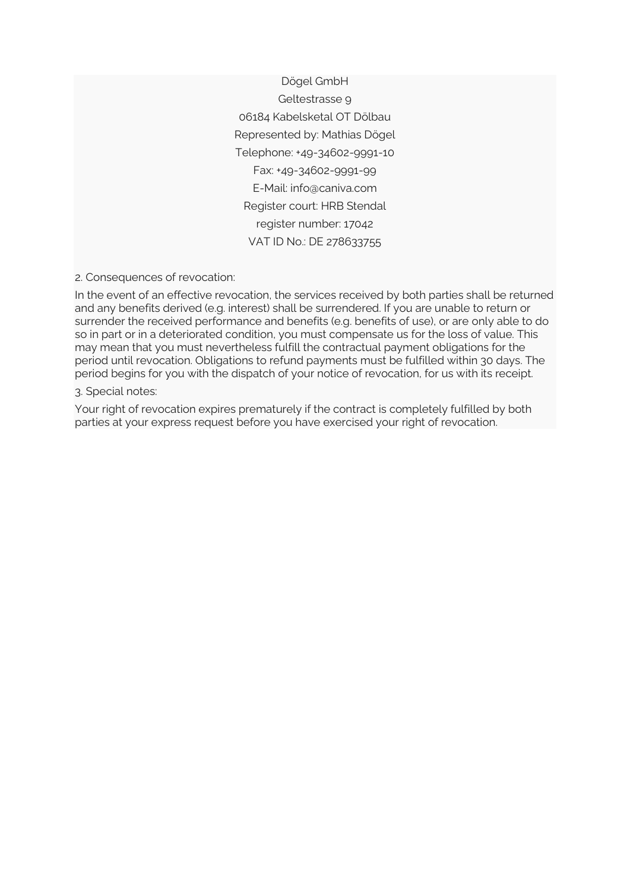Dögel GmbH
Geltestrasse 9
06184 Kabelsketal OT Dölbau
Represented by: Mathias Dögel
Telephone: +49-34602-9991-10
Fax: +49-34602-9991-99
E-Mail: info@caniva.com
Register court: HRB Stendal
register number: 17042
VAT ID No.: DE 278633755

2. Consequences of revocation:

In the event of an effective revocation, the services received by both parties shall be returned and any benefits derived (e.g. interest) shall be surrendered. If you are unable to return or surrender the received performance and benefits (e.g. benefits of use), or are only able to do so in part or in a deteriorated condition, you must compensate us for the loss of value. This may mean that you must nevertheless fulfill the contractual payment obligations for the period until revocation. Obligations to refund payments must be fulfilled within 30 days. The period begins for you with the dispatch of your notice of revocation, for us with its receipt.

3. Special notes:

Your right of revocation expires prematurely if the contract is completely fulfilled by both parties at your express request before you have exercised your right of revocation.